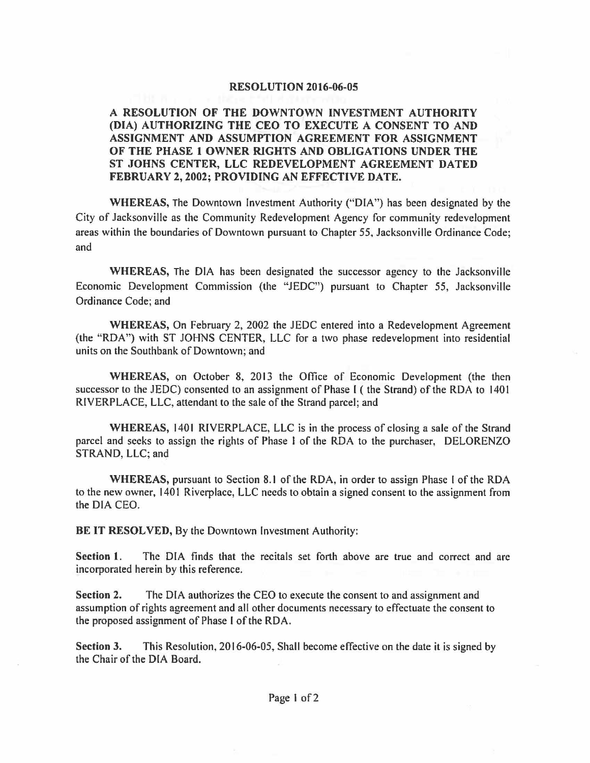# RESOLUTION 2016-06-05

**A RESOLUTION OF THE DOWNTOWN INVESTMENT AUTHORITY (DIA) AUTHORIZING THE CEO TO EXECUTE A CONSENT TO AND ASSIGNMENT AND ASSUMPTION AGREEMENT FOR ASSIGNMENT OF THE PHASE 1 OWNER RIGHTS AND OBLIGATIONS UNDER THE ST JOHNS CENTER, LLC REDEVELOPMENT AGREEMENT DATED FEBRUARY 2, 2002; PROVIDING AN EFFECTIVE DATE.**

**WHEREAS,** The Downtown Investment Authority ("DIA") has been designated by the City of Jacksonville as the Community Redevelopment Agency for community redevelopment areas within the boundaries of Downtown pursuant to Chapter 55, Jacksonville Ordinance Code; and

**WHEREAS,** The DIA has been designated the successor agency to the Jacksonville Economic Development Commission (the "JEDC") pursuant to Chapter 55, Jacksonville Ordinance Code; and

**WHEREAS,** On February 2, 2002 the JEDC entered into a Redevelopment Agreement (the "RDA") with ST JOHNS CENTER, LLC for a two phase redevelopment into residential units on the Southbank of Downtown; and

**WHEREAS,** on October 8, 2013 the Office of Economic Development (the then successor to the JEDC) consented to an assignment of Phase I ( the Strand) of the RDA to 1401 RIVERPLACE, LLC, attendant to the sale of the Strand parcel; and

**WHEREAS,** 1401 RIVERPLACE, LLC is in the process of closing a sale of the Strand parcel and seeks to assign the rights of Phase I of the RDA to the purchaser, DELORENZO STRAND, LLC; and

**WHEREAS,** pursuant to Section 8.1 of the RDA, in order to assign Phase I of the RDA to the new owner, 1401 Riverplace, LLC needs to obtain a signed consent to the assignment from the DIA CEO.

**BE IT RESOLVED,** By the Downtown Investment Authority:

**Section 1.** The DIA finds that the recitals set forth above are true and correct and are incorporated herein by this reference.

**Section 2.** The DIA authorizes the CEO to execute the consent to and assignment and assumption of rights agreement and all other documents necessary to effectuate the consent to the proposed assignment of Phase I of the RDA.

**Section 3.** This Resolution, 2016-06-05, Shall become effective on the date it is signed by the Chair of the DIA Board.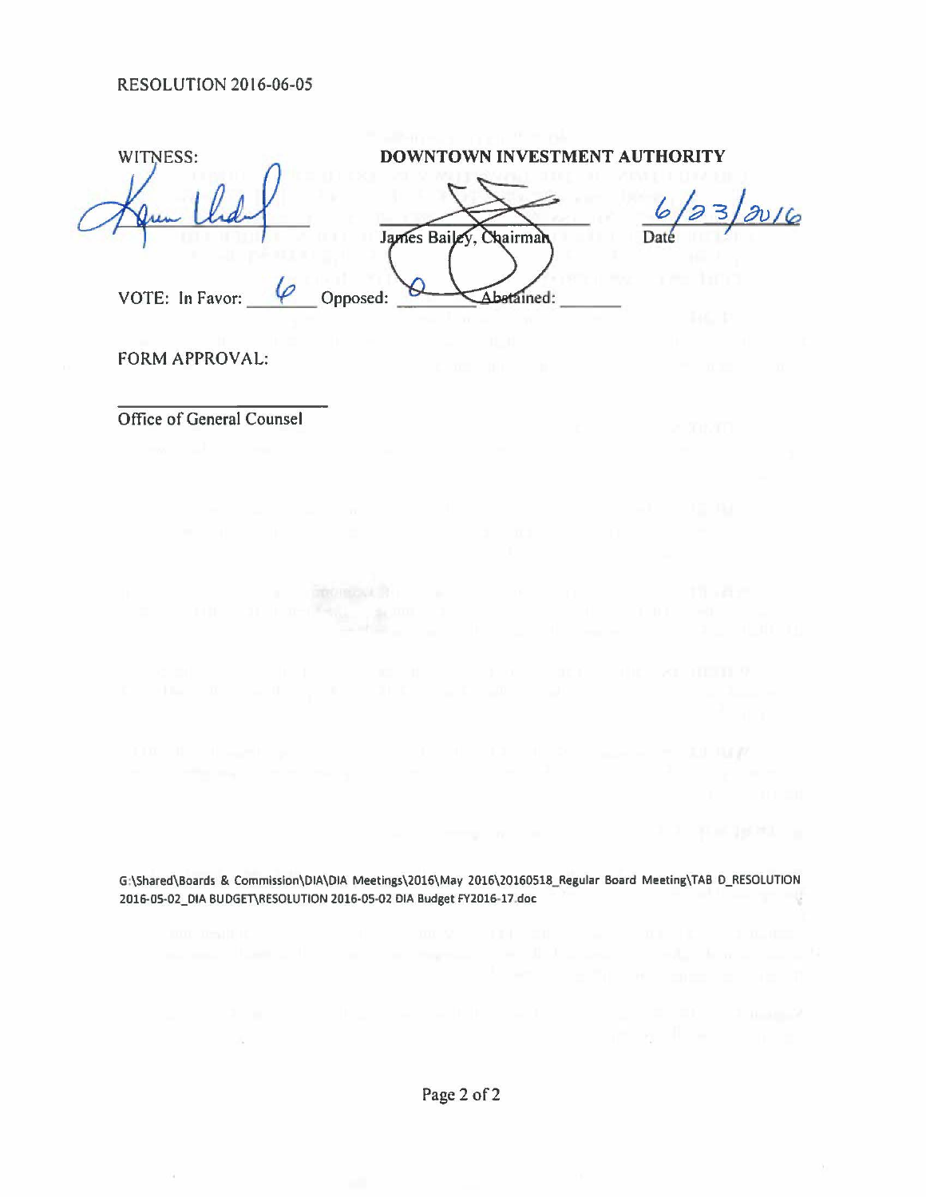RESOLUTION 2016-06-05

WITNESS: **DOWNTOWN INVESTMENT AUTHORITY**

_____________________ _____________________ 6/23/2016

James Bailey, Chairman Date

VOTE: In Favor: 6 Opposed: 0 Abstained: ______

FORM APPROVAL:

_____________________

Office of General Counsel

G:\Shared\Boards & Commission\DIA\DIA Meetings\2016\May 2016\20160518_Regular Board Meeting\TAB D_RESOLUTION 2016-05-02_DIA BUDGET\RESOLUTION 2016-05-02 DIA Budget FY2016-17.doc